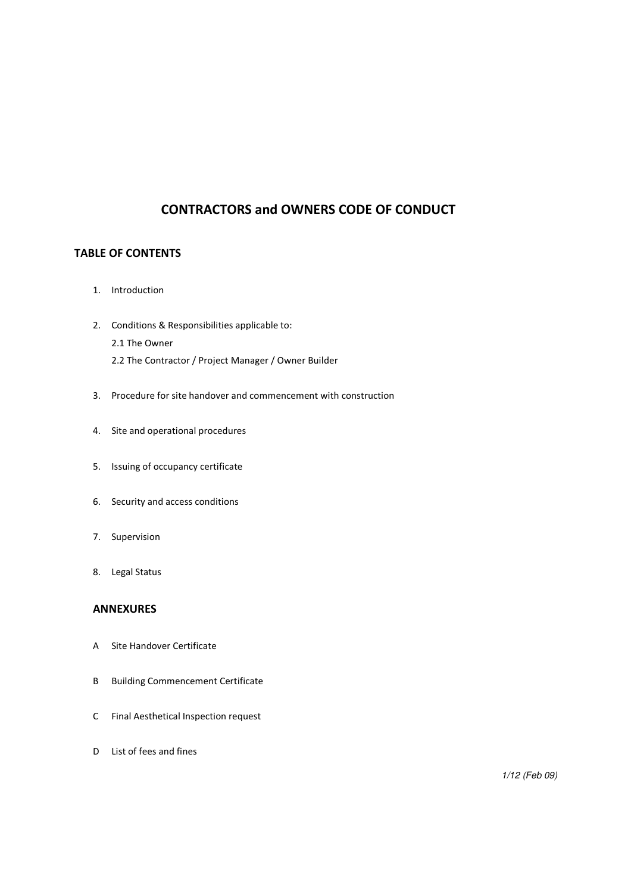# CONTRACTORS and OWNERS CODE OF CONDUCT

## TABLE OF CONTENTS

1. Introduction
2. Conditions & Responsibilities applicable to:
   - 2.1 The Owner
   - 2.2 The Contractor / Project Manager / Owner Builder
3. Procedure for site handover and commencement with construction
4. Site and operational procedures
5. Issuing of occupancy certificate
6. Security and access conditions
7. Supervision
8. Legal Status

## ANNEXURES

- A Site Handover Certificate
- B Building Commencement Certificate
- C Final Aesthetical Inspection request
- D List of fees and fines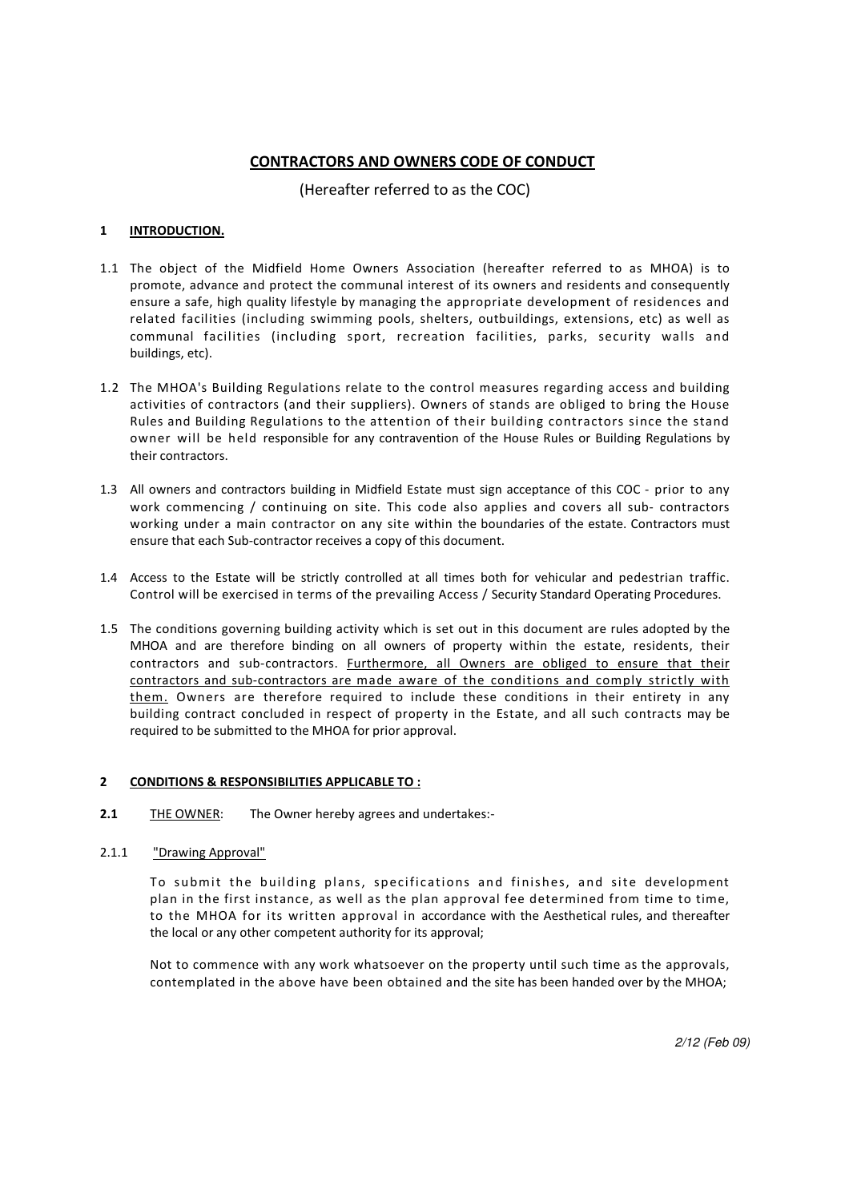## CONTRACTORS AND OWNERS CODE OF CONDUCT

(Hereafter referred to as the COC)

### 1 INTRODUCTION.

1.1 The object of the Midfield Home Owners Association (hereafter referred to as MHOA) is to promote, advance and protect the communal interest of its owners and residents and consequently ensure a safe, high quality lifestyle by managing the appropriate development of residences and related facilities (including swimming pools, shelters, outbuildings, extensions, etc) as well as communal facilities (including sport, recreation facilities, parks, security walls and buildings, etc).

1.2 The MHOA's Building Regulations relate to the control measures regarding access and building activities of contractors (and their suppliers). Owners of stands are obliged to bring the House Rules and Building Regulations to the attention of their building contractors since the stand owner will be held responsible for any contravention of the House Rules or Building Regulations by their contractors.

1.3 All owners and contractors building in Midfield Estate must sign acceptance of this COC - prior to any work commencing / continuing on site. This code also applies and covers all sub- contractors working under a main contractor on any site within the boundaries of the estate. Contractors must ensure that each Sub-contractor receives a copy of this document.

1.4 Access to the Estate will be strictly controlled at all times both for vehicular and pedestrian traffic. Control will be exercised in terms of the prevailing Access / Security Standard Operating Procedures.

1.5 The conditions governing building activity which is set out in this document are rules adopted by the MHOA and are therefore binding on all owners of property within the estate, residents, their contractors and sub-contractors. Furthermore, all Owners are obliged to ensure that their contractors and sub-contractors are made aware of the conditions and comply strictly with them. Owners are therefore required to include these conditions in their entirety in any building contract concluded in respect of property in the Estate, and all such contracts may be required to be submitted to the MHOA for prior approval.

### 2 CONDITIONS & RESPONSIBILITIES APPLICABLE TO :

**2.1** THE OWNER: The Owner hereby agrees and undertakes:-

2.1.1 "Drawing Approval"

To submit the building plans, specifications and finishes, and site development plan in the first instance, as well as the plan approval fee determined from time to time, to the MHOA for its written approval in accordance with the Aesthetical rules, and thereafter the local or any other competent authority for its approval;

Not to commence with any work whatsoever on the property until such time as the approvals, contemplated in the above have been obtained and the site has been handed over by the MHOA;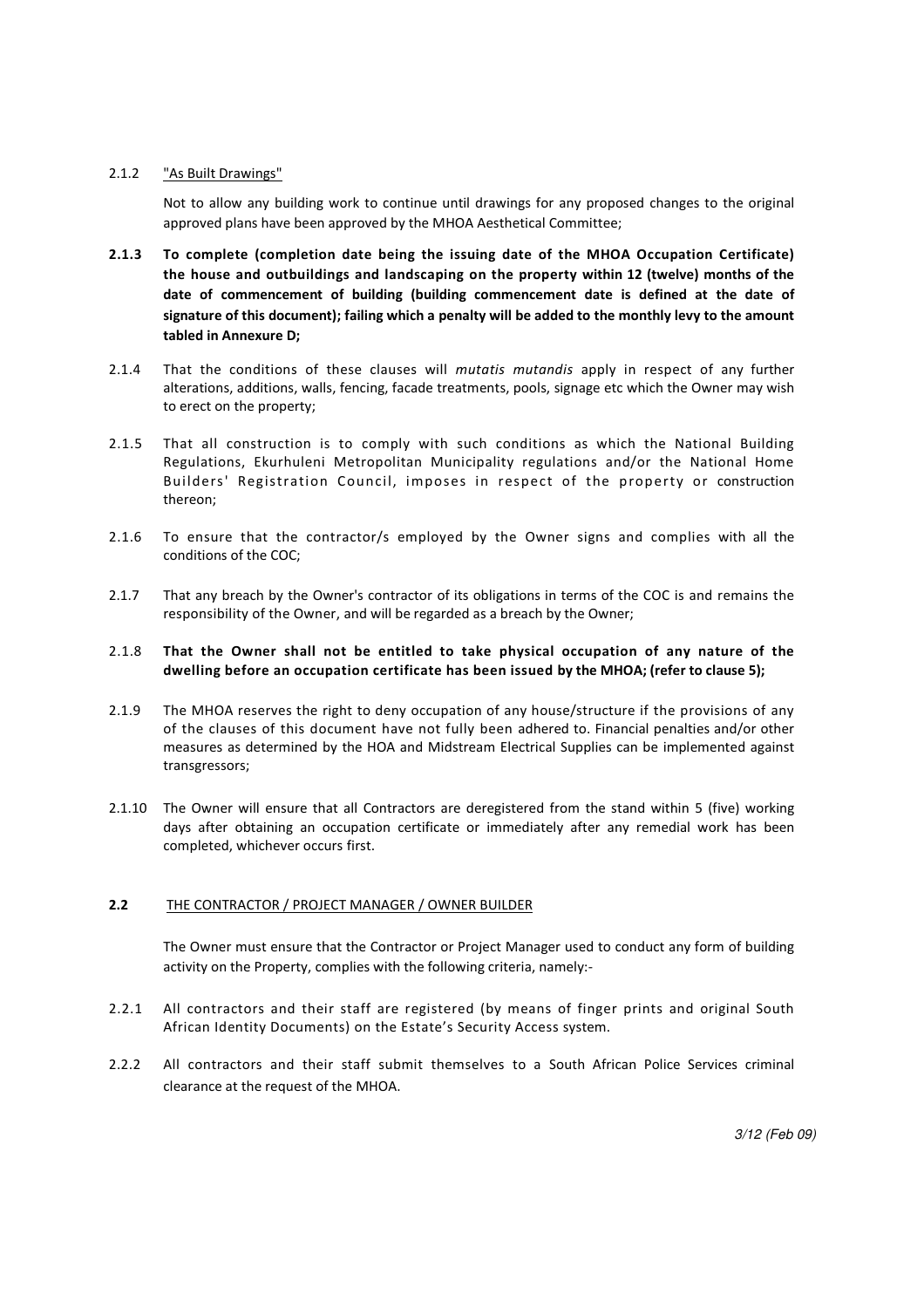2.1.2 <u>"As Built Drawings"</u>

Not to allow any building work to continue until drawings for any proposed changes to the original approved plans have been approved by the MHOA Aesthetical Committee;

**2.1.3 To complete (completion date being the issuing date of the MHOA Occupation Certificate) the house and outbuildings and landscaping on the property within 12 (twelve) months of the date of commencement of building (building commencement date is defined at the date of signature of this document); failing which a penalty will be added to the monthly levy to the amount tabled in Annexure D;**

2.1.4 That the conditions of these clauses will *mutatis mutandis* apply in respect of any further alterations, additions, walls, fencing, facade treatments, pools, signage etc which the Owner may wish to erect on the property;

2.1.5 That all construction is to comply with such conditions as which the National Building Regulations, Ekurhuleni Metropolitan Municipality regulations and/or the National Home Builders' Registration Council, imposes in respect of the property or construction thereon;

2.1.6 To ensure that the contractor/s employed by the Owner signs and complies with all the conditions of the COC;

2.1.7 That any breach by the Owner's contractor of its obligations in terms of the COC is and remains the responsibility of the Owner, and will be regarded as a breach by the Owner;

2.1.8 **That the Owner shall not be entitled to take physical occupation of any nature of the dwelling before an occupation certificate has been issued by the MHOA; (refer to clause 5);**

2.1.9 The MHOA reserves the right to deny occupation of any house/structure if the provisions of any of the clauses of this document have not fully been adhered to. Financial penalties and/or other measures as determined by the HOA and Midstream Electrical Supplies can be implemented against transgressors;

2.1.10 The Owner will ensure that all Contractors are deregistered from the stand within 5 (five) working days after obtaining an occupation certificate or immediately after any remedial work has been completed, whichever occurs first.

**2.2** <u>THE CONTRACTOR / PROJECT MANAGER / OWNER BUILDER</u>

The Owner must ensure that the Contractor or Project Manager used to conduct any form of building activity on the Property, complies with the following criteria, namely:-

2.2.1 All contractors and their staff are registered (by means of finger prints and original South African Identity Documents) on the Estate's Security Access system.

2.2.2 All contractors and their staff submit themselves to a South African Police Services criminal clearance at the request of the MHOA.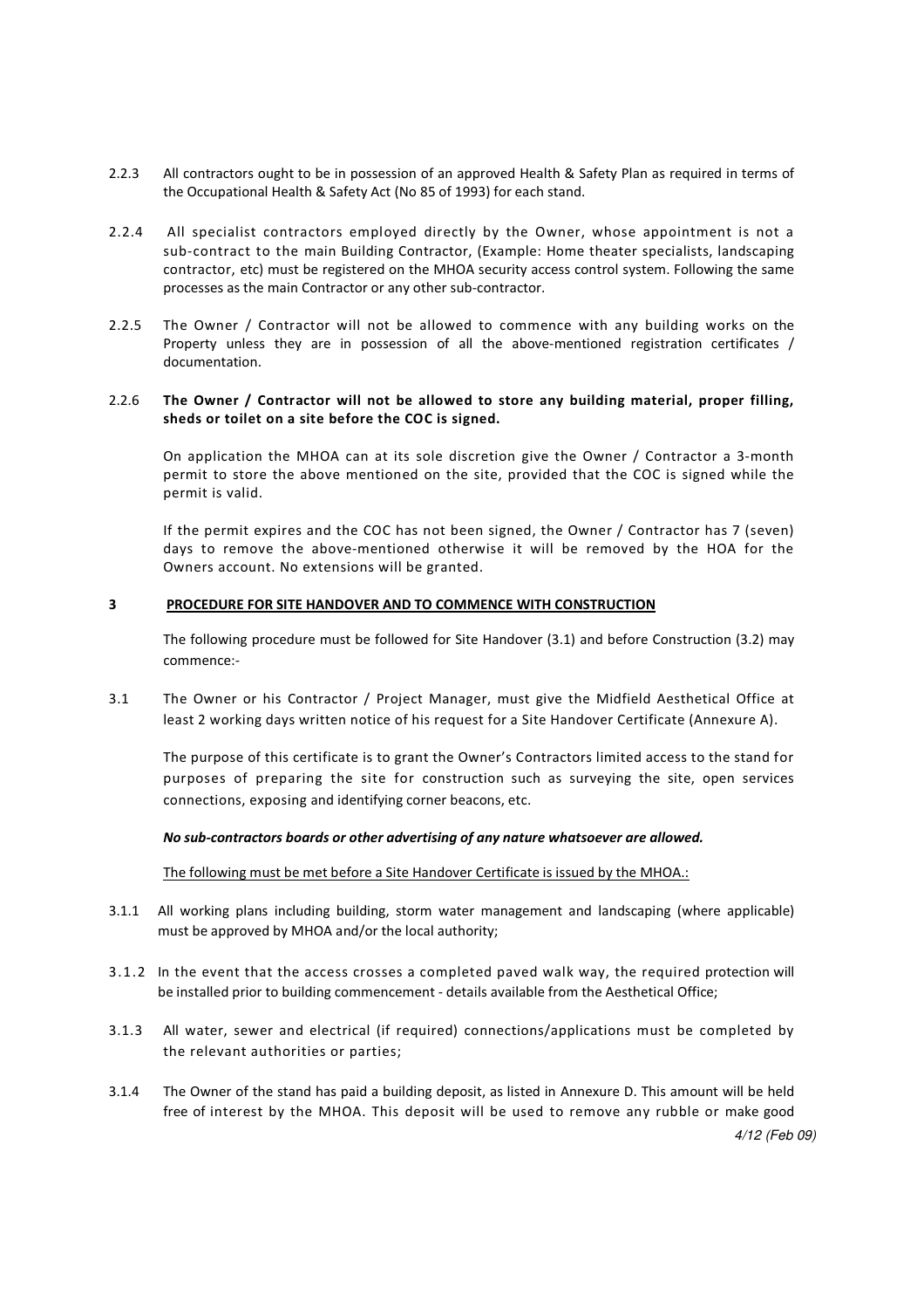2.2.3 All contractors ought to be in possession of an approved Health & Safety Plan as required in terms of the Occupational Health & Safety Act (No 85 of 1993) for each stand.

2.2.4 All specialist contractors employed directly by the Owner, whose appointment is not a sub-contract to the main Building Contractor, (Example: Home theater specialists, landscaping contractor, etc) must be registered on the MHOA security access control system. Following the same processes as the main Contractor or any other sub-contractor.

2.2.5 The Owner / Contractor will not be allowed to commence with any building works on the Property unless they are in possession of all the above-mentioned registration certificates / documentation.

2.2.6 **The Owner / Contractor will not be allowed to store any building material, proper filling, sheds or toilet on a site before the COC is signed.**

On application the MHOA can at its sole discretion give the Owner / Contractor a 3-month permit to store the above mentioned on the site, provided that the COC is signed while the permit is valid.

If the permit expires and the COC has not been signed, the Owner / Contractor has 7 (seven) days to remove the above-mentioned otherwise it will be removed by the HOA for the Owners account. No extensions will be granted.

## 3 PROCEDURE FOR SITE HANDOVER AND TO COMMENCE WITH CONSTRUCTION

The following procedure must be followed for Site Handover (3.1) and before Construction (3.2) may commence:-

3.1 The Owner or his Contractor / Project Manager, must give the Midfield Aesthetical Office at least 2 working days written notice of his request for a Site Handover Certificate (Annexure A).

The purpose of this certificate is to grant the Owner's Contractors limited access to the stand for purposes of preparing the site for construction such as surveying the site, open services connections, exposing and identifying corner beacons, etc.

***No sub-contractors boards or other advertising of any nature whatsoever are allowed.***

<u>The following must be met before a Site Handover Certificate is issued by the MHOA.:</u>

3.1.1 All working plans including building, storm water management and landscaping (where applicable) must be approved by MHOA and/or the local authority;

3.1.2 In the event that the access crosses a completed paved walk way, the required protection will be installed prior to building commencement - details available from the Aesthetical Office;

3.1.3 All water, sewer and electrical (if required) connections/applications must be completed by the relevant authorities or parties;

3.1.4 The Owner of the stand has paid a building deposit, as listed in Annexure D. This amount will be held free of interest by the MHOA. This deposit will be used to remove any rubble or make good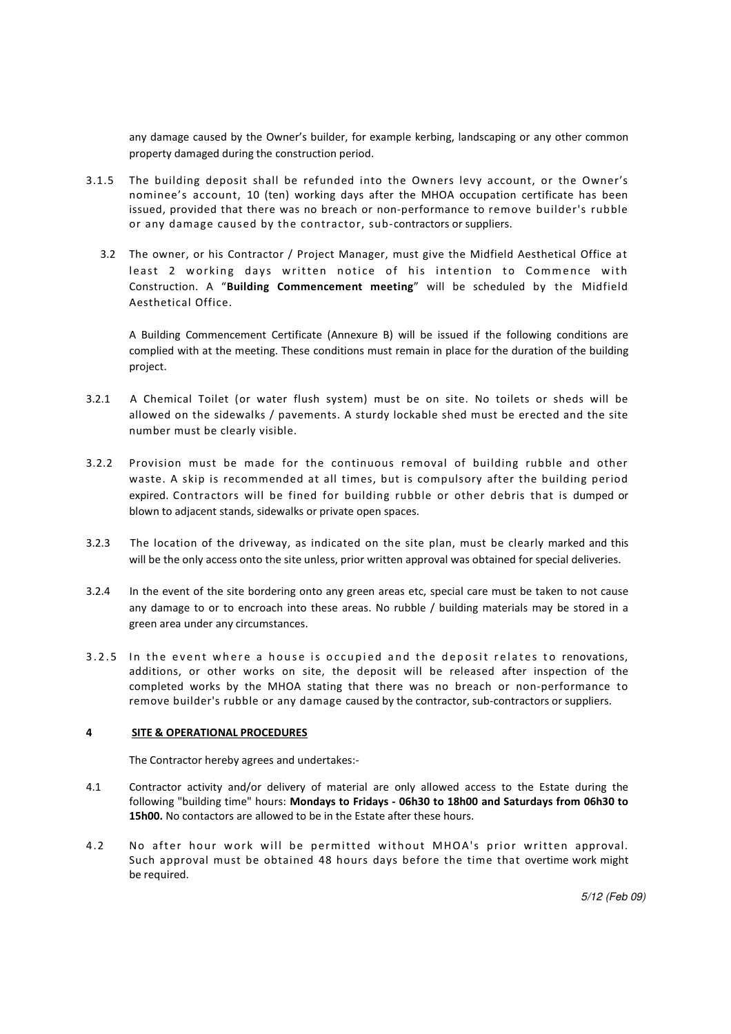any damage caused by the Owner's builder, for example kerbing, landscaping or any other common property damaged during the construction period.

3.1.5 The building deposit shall be refunded into the Owners levy account, or the Owner's nominee's account, 10 (ten) working days after the MHOA occupation certificate has been issued, provided that there was no breach or non-performance to remove builder's rubble or any damage caused by the contractor, sub-contractors or suppliers.

3.2 The owner, or his Contractor / Project Manager, must give the Midfield Aesthetical Office at least 2 working days written notice of his intention to Commence with Construction. A "**Building Commencement meeting**" will be scheduled by the Midfield Aesthetical Office.

A Building Commencement Certificate (Annexure B) will be issued if the following conditions are complied with at the meeting. These conditions must remain in place for the duration of the building project.

3.2.1 A Chemical Toilet (or water flush system) must be on site. No toilets or sheds will be allowed on the sidewalks / pavements. A sturdy lockable shed must be erected and the site number must be clearly visible.

3.2.2 Provision must be made for the continuous removal of building rubble and other waste. A skip is recommended at all times, but is compulsory after the building period expired. Contractors will be fined for building rubble or other debris that is dumped or blown to adjacent stands, sidewalks or private open spaces.

3.2.3 The location of the driveway, as indicated on the site plan, must be clearly marked and this will be the only access onto the site unless, prior written approval was obtained for special deliveries.

3.2.4 In the event of the site bordering onto any green areas etc, special care must be taken to not cause any damage to or to encroach into these areas. No rubble / building materials may be stored in a green area under any circumstances.

3.2.5 In the event where a house is occupied and the deposit relates to renovations, additions, or other works on site, the deposit will be released after inspection of the completed works by the MHOA stating that there was no breach or non-performance to remove builder's rubble or any damage caused by the contractor, sub-contractors or suppliers.

## 4 SITE & OPERATIONAL PROCEDURES

The Contractor hereby agrees and undertakes:-

4.1 Contractor activity and/or delivery of material are only allowed access to the Estate during the following "building time" hours: **Mondays to Fridays - 06h30 to 18h00 and Saturdays from 06h30 to 15h00.** No contactors are allowed to be in the Estate after these hours.

4.2 No after hour work will be permitted without MHOA's prior written approval. Such approval must be obtained 48 hours days before the time that overtime work might be required.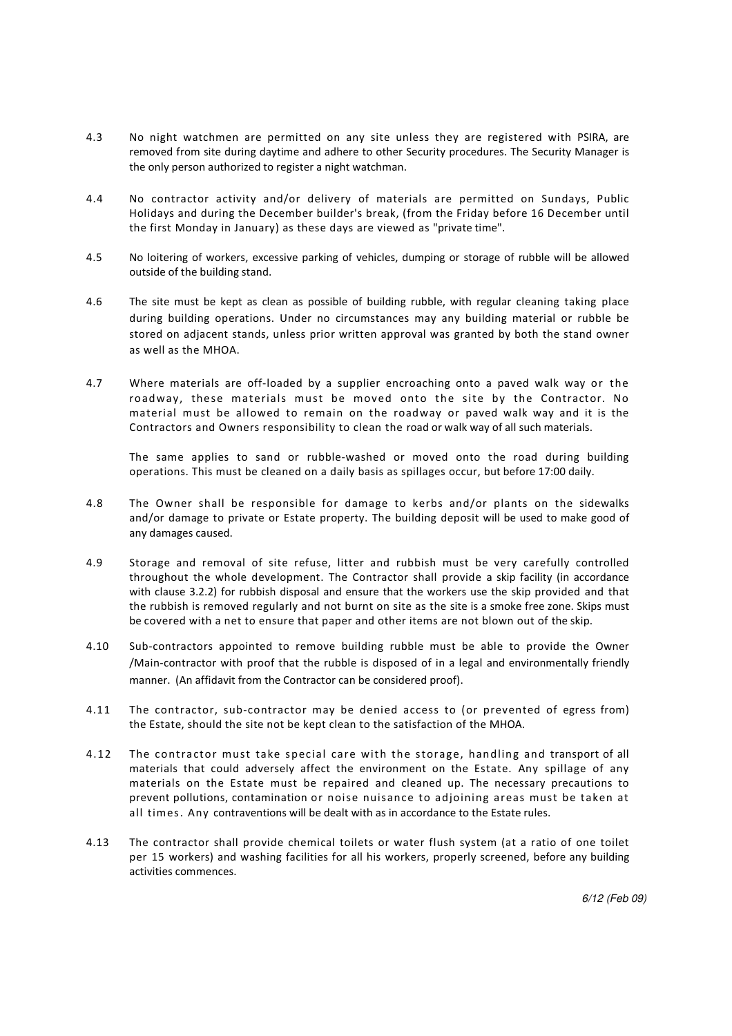4.3 No night watchmen are permitted on any site unless they are registered with PSIRA, are removed from site during daytime and adhere to other Security procedures. The Security Manager is the only person authorized to register a night watchman.

4.4 No contractor activity and/or delivery of materials are permitted on Sundays, Public Holidays and during the December builder's break, (from the Friday before 16 December until the first Monday in January) as these days are viewed as "private time".

4.5 No loitering of workers, excessive parking of vehicles, dumping or storage of rubble will be allowed outside of the building stand.

4.6 The site must be kept as clean as possible of building rubble, with regular cleaning taking place during building operations. Under no circumstances may any building material or rubble be stored on adjacent stands, unless prior written approval was granted by both the stand owner as well as the MHOA.

4.7 Where materials are off-loaded by a supplier encroaching onto a paved walk way or the roadway, these materials must be moved onto the site by the Contractor. No material must be allowed to remain on the roadway or paved walk way and it is the Contractors and Owners responsibility to clean the road or walk way of all such materials.

The same applies to sand or rubble-washed or moved onto the road during building operations. This must be cleaned on a daily basis as spillages occur, but before 17:00 daily.

4.8 The Owner shall be responsible for damage to kerbs and/or plants on the sidewalks and/or damage to private or Estate property. The building deposit will be used to make good of any damages caused.

4.9 Storage and removal of site refuse, litter and rubbish must be very carefully controlled throughout the whole development. The Contractor shall provide a skip facility (in accordance with clause 3.2.2) for rubbish disposal and ensure that the workers use the skip provided and that the rubbish is removed regularly and not burnt on site as the site is a smoke free zone. Skips must be covered with a net to ensure that paper and other items are not blown out of the skip.

4.10 Sub-contractors appointed to remove building rubble must be able to provide the Owner /Main-contractor with proof that the rubble is disposed of in a legal and environmentally friendly manner. (An affidavit from the Contractor can be considered proof).

4.11 The contractor, sub-contractor may be denied access to (or prevented of egress from) the Estate, should the site not be kept clean to the satisfaction of the MHOA.

4.12 The contractor must take special care with the storage, handling and transport of all materials that could adversely affect the environment on the Estate. Any spillage of any materials on the Estate must be repaired and cleaned up. The necessary precautions to prevent pollutions, contamination or noise nuisance to adjoining areas must be taken at all times. Any contraventions will be dealt with as in accordance to the Estate rules.

4.13 The contractor shall provide chemical toilets or water flush system (at a ratio of one toilet per 15 workers) and washing facilities for all his workers, properly screened, before any building activities commences.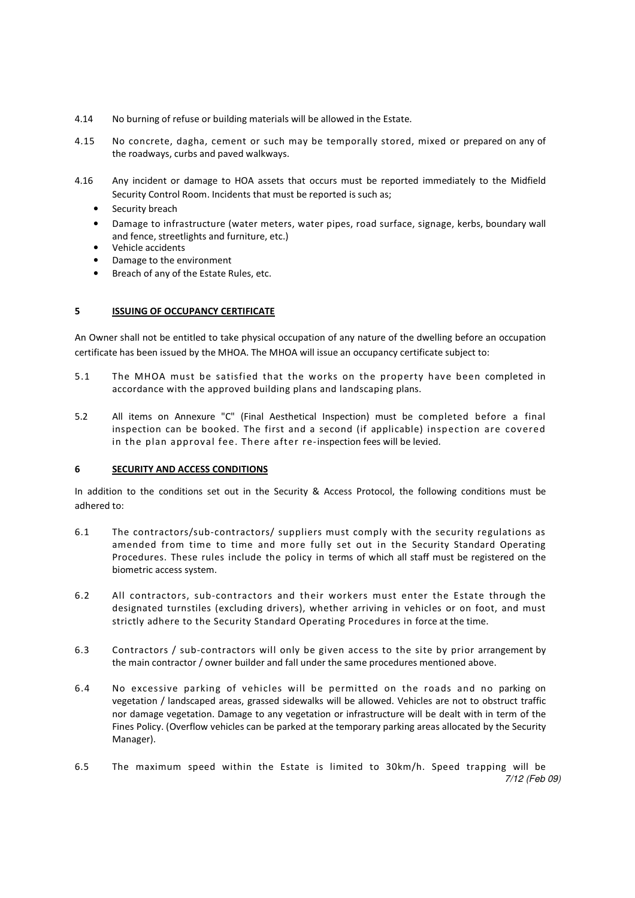4.14 No burning of refuse or building materials will be allowed in the Estate.

4.15 No concrete, dagha, cement or such may be temporally stored, mixed or prepared on any of the roadways, curbs and paved walkways.

4.16 Any incident or damage to HOA assets that occurs must be reported immediately to the Midfield Security Control Room. Incidents that must be reported is such as;

- Security breach
- Damage to infrastructure (water meters, water pipes, road surface, signage, kerbs, boundary wall and fence, streetlights and furniture, etc.)
- Vehicle accidents
- Damage to the environment
- Breach of any of the Estate Rules, etc.

## 5 ISSUING OF OCCUPANCY CERTIFICATE

An Owner shall not be entitled to take physical occupation of any nature of the dwelling before an occupation certificate has been issued by the MHOA. The MHOA will issue an occupancy certificate subject to:

5.1 The MHOA must be satisfied that the works on the property have been completed in accordance with the approved building plans and landscaping plans.

5.2 All items on Annexure "C" (Final Aesthetical Inspection) must be completed before a final inspection can be booked. The first and a second (if applicable) inspection are covered in the plan approval fee. There after re-inspection fees will be levied.

## 6 SECURITY AND ACCESS CONDITIONS

In addition to the conditions set out in the Security & Access Protocol, the following conditions must be adhered to:

6.1 The contractors/sub-contractors/ suppliers must comply with the security regulations as amended from time to time and more fully set out in the Security Standard Operating Procedures. These rules include the policy in terms of which all staff must be registered on the biometric access system.

6.2 All contractors, sub-contractors and their workers must enter the Estate through the designated turnstiles (excluding drivers), whether arriving in vehicles or on foot, and must strictly adhere to the Security Standard Operating Procedures in force at the time.

6.3 Contractors / sub-contractors will only be given access to the site by prior arrangement by the main contractor / owner builder and fall under the same procedures mentioned above.

6.4 No excessive parking of vehicles will be permitted on the roads and no parking on vegetation / landscaped areas, grassed sidewalks will be allowed. Vehicles are not to obstruct traffic nor damage vegetation. Damage to any vegetation or infrastructure will be dealt with in term of the Fines Policy. (Overflow vehicles can be parked at the temporary parking areas allocated by the Security Manager).

6.5 The maximum speed within the Estate is limited to 30km/h. Speed trapping will be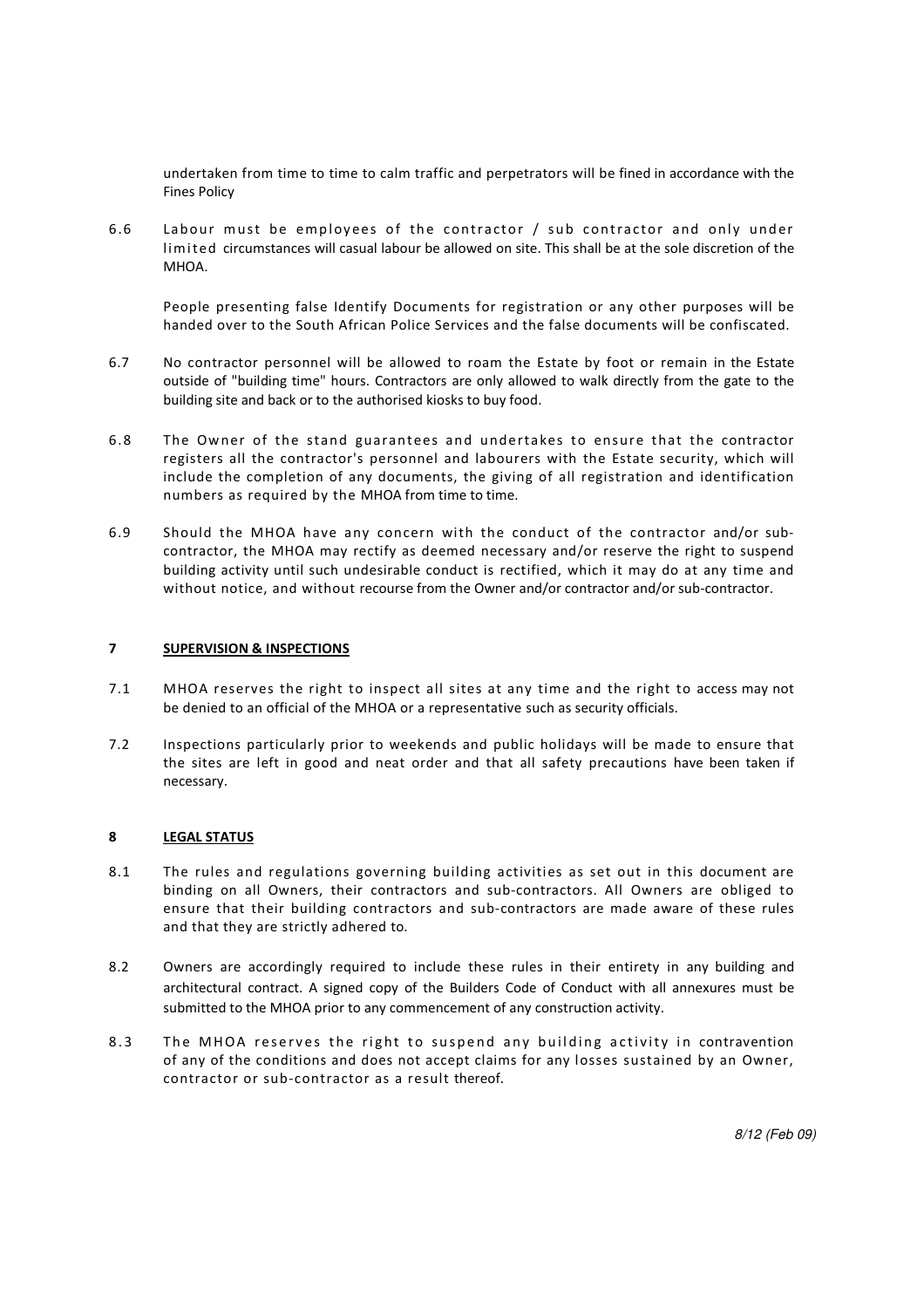undertaken from time to time to calm traffic and perpetrators will be fined in accordance with the Fines Policy

6.6 Labour must be employees of the contractor / sub contractor and only under limited circumstances will casual labour be allowed on site. This shall be at the sole discretion of the MHOA.

People presenting false Identify Documents for registration or any other purposes will be handed over to the South African Police Services and the false documents will be confiscated.

6.7 No contractor personnel will be allowed to roam the Estate by foot or remain in the Estate outside of "building time" hours. Contractors are only allowed to walk directly from the gate to the building site and back or to the authorised kiosks to buy food.

6.8 The Owner of the stand guarantees and undertakes to ensure that the contractor registers all the contractor's personnel and labourers with the Estate security, which will include the completion of any documents, the giving of all registration and identification numbers as required by the MHOA from time to time.

6.9 Should the MHOA have any concern with the conduct of the contractor and/or sub-contractor, the MHOA may rectify as deemed necessary and/or reserve the right to suspend building activity until such undesirable conduct is rectified, which it may do at any time and without notice, and without recourse from the Owner and/or contractor and/or sub-contractor.

## 7 SUPERVISION & INSPECTIONS

7.1 MHOA reserves the right to inspect all sites at any time and the right to access may not be denied to an official of the MHOA or a representative such as security officials.

7.2 Inspections particularly prior to weekends and public holidays will be made to ensure that the sites are left in good and neat order and that all safety precautions have been taken if necessary.

## 8 LEGAL STATUS

8.1 The rules and regulations governing building activities as set out in this document are binding on all Owners, their contractors and sub-contractors. All Owners are obliged to ensure that their building contractors and sub-contractors are made aware of these rules and that they are strictly adhered to.

8.2 Owners are accordingly required to include these rules in their entirety in any building and architectural contract. A signed copy of the Builders Code of Conduct with all annexures must be submitted to the MHOA prior to any commencement of any construction activity.

8.3 The MHOA reserves the right to suspend any building activity in contravention of any of the conditions and does not accept claims for any losses sustained by an Owner, contractor or sub-contractor as a result thereof.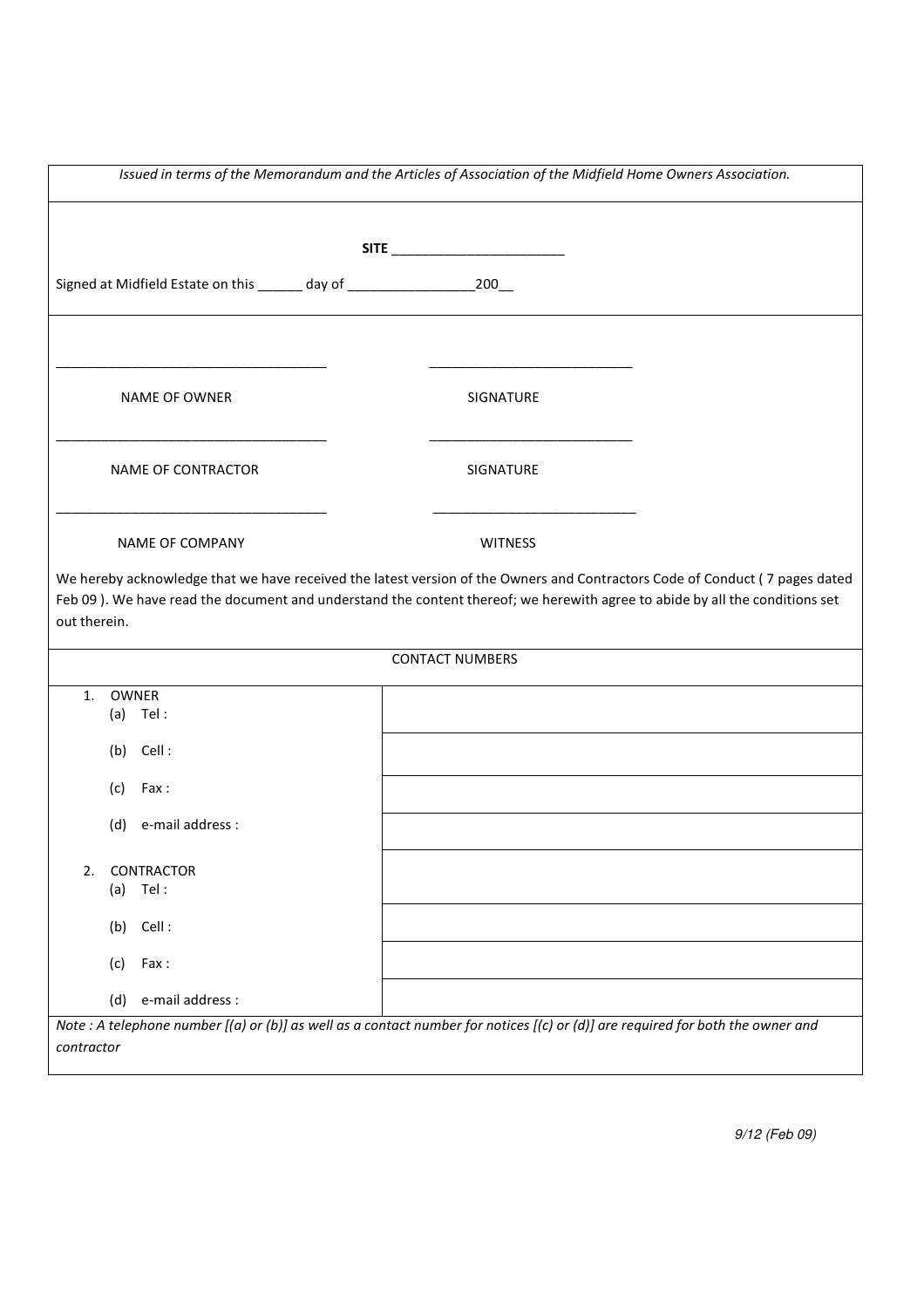*Issued in terms of the Memorandum and the Articles of Association of the Midfield Home Owners Association.*

**SITE** _______________________

Signed at Midfield Estate on this ______ day of _________________200__

| | |
|---|---|
| ____________________________________ | ___________________________ |
| NAME OF OWNER | SIGNATURE |
| ____________________________________ | ___________________________ |
| NAME OF CONTRACTOR | SIGNATURE |
| ____________________________________ | ___________________________ |
| NAME OF COMPANY | WITNESS |

We hereby acknowledge that we have received the latest version of the Owners and Contractors Code of Conduct ( 7 pages dated Feb 09 ). We have read the document and understand the content thereof; we herewith agree to abide by all the conditions set out therein.

| CONTACT NUMBERS | |
|---|---|
| 1. OWNER (a) Tel : | |
| (b) Cell : | |
| (c) Fax : | |
| (d) e-mail address : | |
| 2. CONTRACTOR (a) Tel : | |
| (b) Cell : | |
| (c) Fax : | |
| (d) e-mail address : | |

*Note : A telephone number [(a) or (b)] as well as a contact number for notices [(c) or (d)] are required for both the owner and contractor*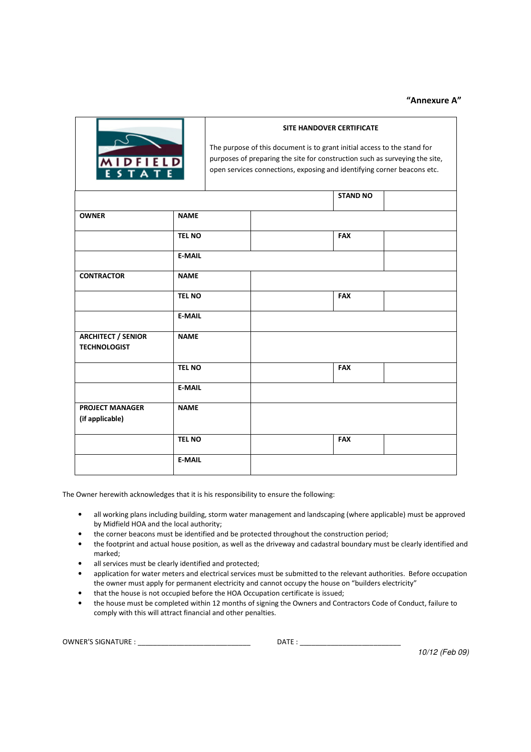**"Annexure A"**

| MIDFIELD ESTATE | **SITE HANDOVER CERTIFICATE**<br><br>The purpose of this document is to grant initial access to the stand for purposes of preparing the site for construction such as surveying the site, open services connections, exposing and identifying corner beacons etc. | | |
|---|---|---|---|
| | | **STAND NO** | |
| **OWNER** | **NAME** | | |
| | **TEL NO** | | **FAX** |
| | **E-MAIL** | | |
| **CONTRACTOR** | **NAME** | | |
| | **TEL NO** | | **FAX** |
| | **E-MAIL** | | |
| **ARCHITECT / SENIOR TECHNOLOGIST** | **NAME** | | |
| | **TEL NO** | | **FAX** |
| | **E-MAIL** | | |
| **PROJECT MANAGER (if applicable)** | **NAME** | | |
| | **TEL NO** | | **FAX** |
| | **E-MAIL** | | |

The Owner herewith acknowledges that it is his responsibility to ensure the following:

- all working plans including building, storm water management and landscaping (where applicable) must be approved by Midfield HOA and the local authority;
- the corner beacons must be identified and be protected throughout the construction period;
- the footprint and actual house position, as well as the driveway and cadastral boundary must be clearly identified and marked;
- all services must be clearly identified and protected;
- application for water meters and electrical services must be submitted to the relevant authorities. Before occupation the owner must apply for permanent electricity and cannot occupy the house on "builders electricity"
- that the house is not occupied before the HOA Occupation certificate is issued;
- the house must be completed within 12 months of signing the Owners and Contractors Code of Conduct, failure to comply with this will attract financial and other penalties.

OWNER'S SIGNATURE : ____________________________ DATE : __________________________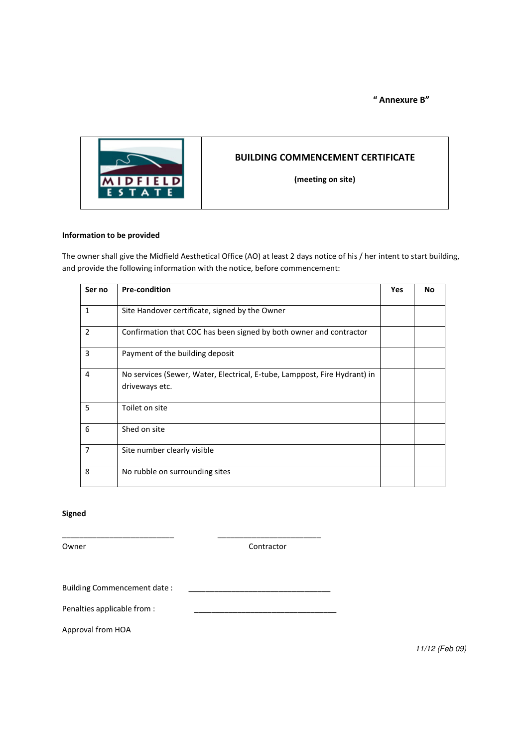" Annexure B"

| | **BUILDING COMMENCEMENT CERTIFICATE** **(meeting on site)** |
|---|---|
| MIDFIELD ESTATE | |

**Information to be provided**

The owner shall give the Midfield Aesthetical Office (AO) at least 2 days notice of his / her intent to start building, and provide the following information with the notice, before commencement:

| Ser no | Pre-condition | Yes | No |
|---|---|---|---|
| 1 | Site Handover certificate, signed by the Owner | | |
| 2 | Confirmation that COC has been signed by both owner and contractor | | |
| 3 | Payment of the building deposit | | |
| 4 | No services (Sewer, Water, Electrical, E-tube, Lamppost, Fire Hydrant) in driveways etc. | | |
| 5 | Toilet on site | | |
| 6 | Shed on site | | |
| 7 | Site number clearly visible | | |
| 8 | No rubble on surrounding sites | | |

**Signed**

___________________________ ___________________________

Owner Contractor

Building Commencement date : ___________________________________

Penalties applicable from : ___________________________________

Approval from HOA

*11/12 (Feb 09)*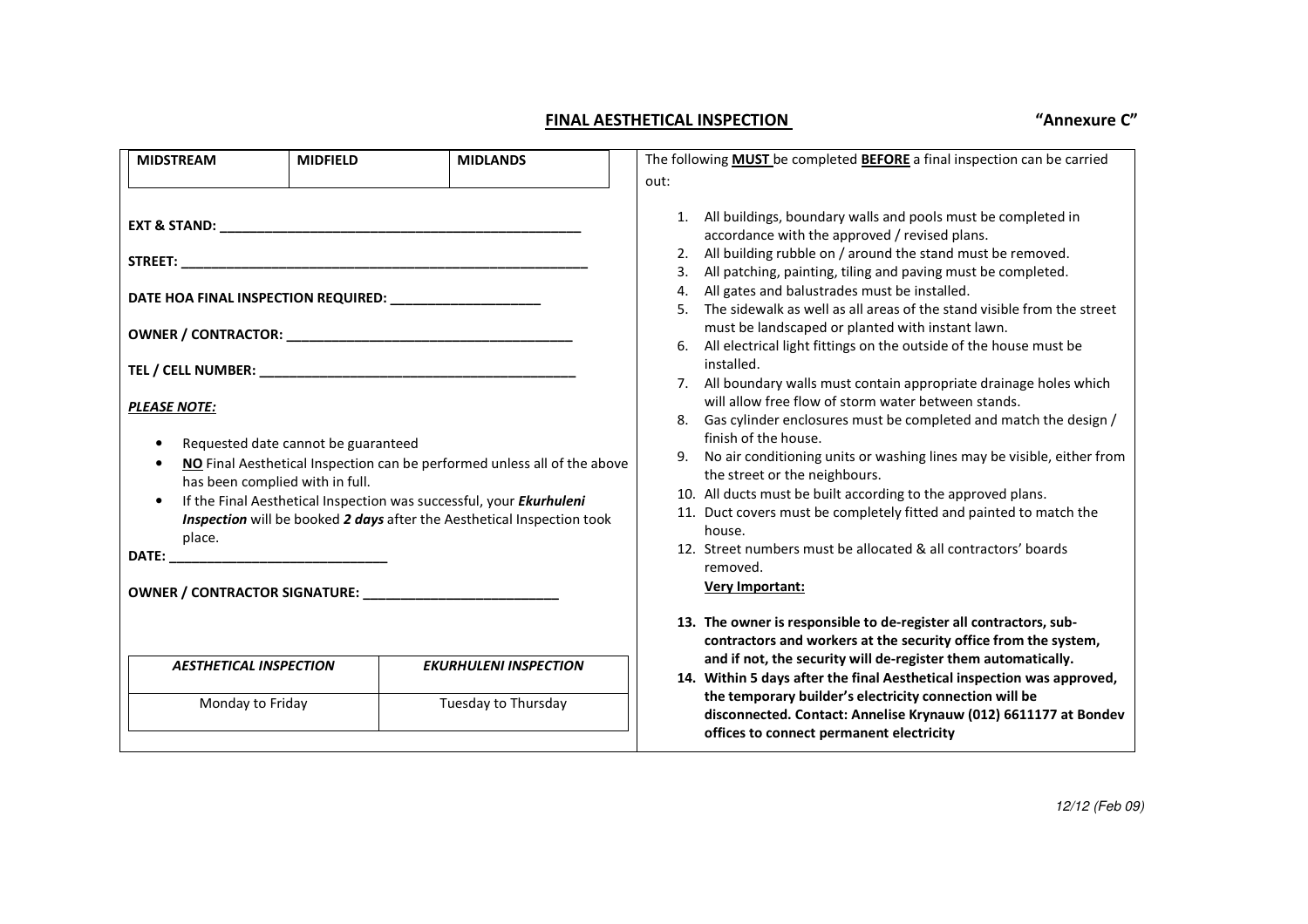## FINAL AESTHETICAL INSPECTION

**"Annexure C"**

| | | |
|---|---|---|
| **MIDSTREAM** | **MIDFIELD** | **MIDLANDS** |

**EXT & STAND:** ________________________________________________

**STREET:** ________________________________________________________

**DATE HOA FINAL INSPECTION REQUIRED:** ___________________

**OWNER / CONTRACTOR:** _____________________________________

**TEL / CELL NUMBER:** ________________________________________

***PLEASE NOTE:***

- Requested date cannot be guaranteed
- **NO** Final Aesthetical Inspection can be performed unless all of the above has been complied with in full.
- If the Final Aesthetical Inspection was successful, your ***Ekurhuleni Inspection*** will be booked ***2 days*** after the Aesthetical Inspection took place.

**DATE:** ___________________________

**OWNER / CONTRACTOR SIGNATURE:** ________________________

| *AESTHETICAL INSPECTION* | *EKURHULENI INSPECTION* |
|---|---|
| Monday to Friday | Tuesday to Thursday |

The following **MUST** be completed **BEFORE** a final inspection can be carried out:

1. All buildings, boundary walls and pools must be completed in accordance with the approved / revised plans.
2. All building rubble on / around the stand must be removed.
3. All patching, painting, tiling and paving must be completed.
4. All gates and balustrades must be installed.
5. The sidewalk as well as all areas of the stand visible from the street must be landscaped or planted with instant lawn.
6. All electrical light fittings on the outside of the house must be installed.
7. All boundary walls must contain appropriate drainage holes which will allow free flow of storm water between stands.
8. Gas cylinder enclosures must be completed and match the design / finish of the house.
9. No air conditioning units or washing lines may be visible, either from the street or the neighbours.
10. All ducts must be built according to the approved plans.
11. Duct covers must be completely fitted and painted to match the house.
12. Street numbers must be allocated & all contractors' boards removed.

**Very Important:**

13. **The owner is responsible to de-register all contractors, sub-contractors and workers at the security office from the system, and if not, the security will de-register them automatically.**
14. **Within 5 days after the final Aesthetical inspection was approved, the temporary builder's electricity connection will be disconnected. Contact: Annelise Krynauw (012) 6611177 at Bondev offices to connect permanent electricity**

*(Feb 09)*